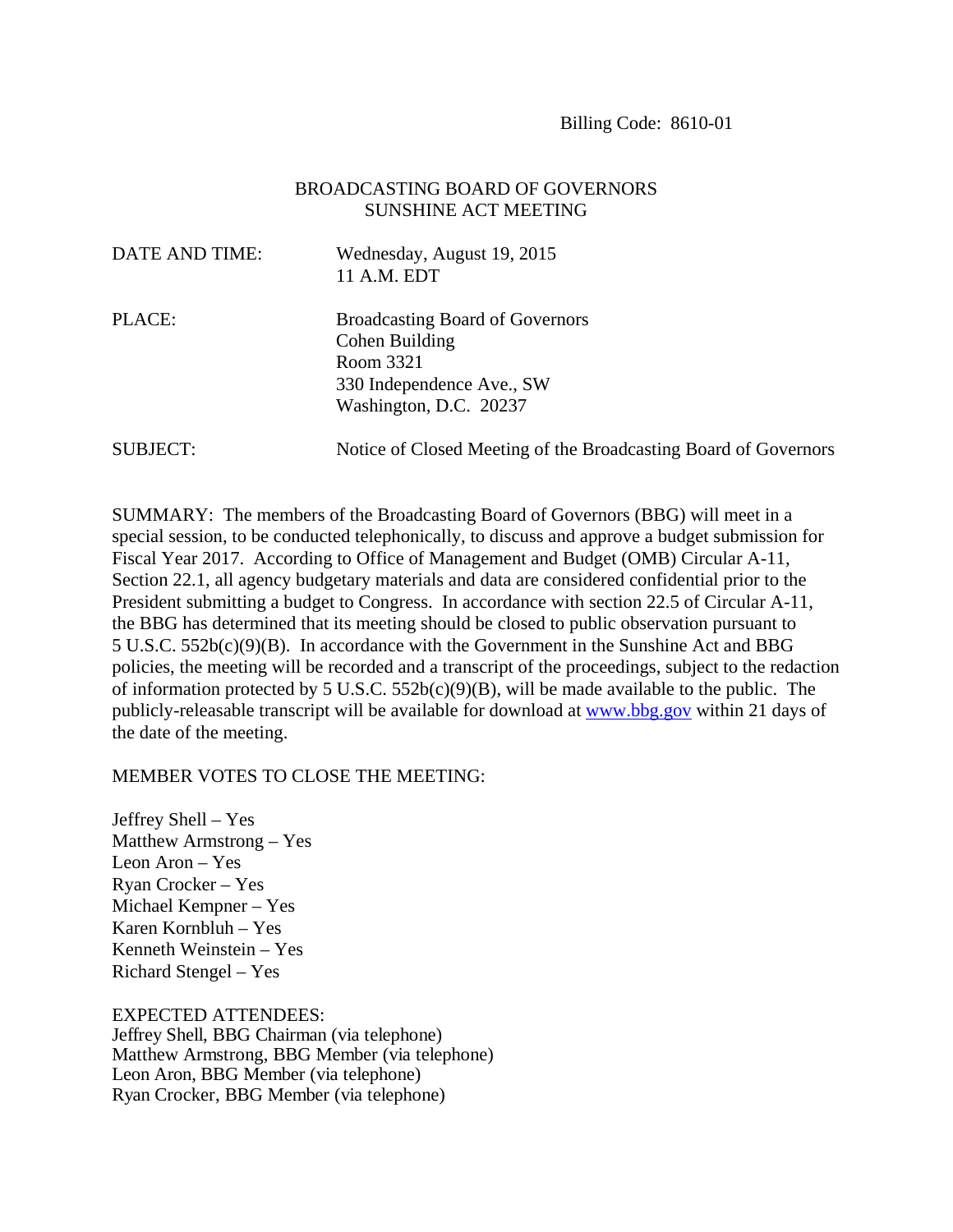Billing Code: 8610-01

# BROADCASTING BOARD OF GOVERNORS
# SUNSHINE ACT MEETING

DATE AND TIME: Wednesday, August 19, 2015
11 A.M. EDT

PLACE: Broadcasting Board of Governors
Cohen Building
Room 3321
330 Independence Ave., SW
Washington, D.C. 20237

SUBJECT: Notice of Closed Meeting of the Broadcasting Board of Governors

SUMMARY: The members of the Broadcasting Board of Governors (BBG) will meet in a special session, to be conducted telephonically, to discuss and approve a budget submission for Fiscal Year 2017. According to Office of Management and Budget (OMB) Circular A-11, Section 22.1, all agency budgetary materials and data are considered confidential prior to the President submitting a budget to Congress. In accordance with section 22.5 of Circular A-11, the BBG has determined that its meeting should be closed to public observation pursuant to 5 U.S.C. 552b(c)(9)(B). In accordance with the Government in the Sunshine Act and BBG policies, the meeting will be recorded and a transcript of the proceedings, subject to the redaction of information protected by 5 U.S.C. 552b(c)(9)(B), will be made available to the public. The publicly-releasable transcript will be available for download at www.bbg.gov within 21 days of the date of the meeting.

MEMBER VOTES TO CLOSE THE MEETING:

Jeffrey Shell – Yes
Matthew Armstrong – Yes
Leon Aron – Yes
Ryan Crocker – Yes
Michael Kempner – Yes
Karen Kornbluh – Yes
Kenneth Weinstein – Yes
Richard Stengel – Yes

EXPECTED ATTENDEES:
Jeffrey Shell, BBG Chairman (via telephone)
Matthew Armstrong, BBG Member (via telephone)
Leon Aron, BBG Member (via telephone)
Ryan Crocker, BBG Member (via telephone)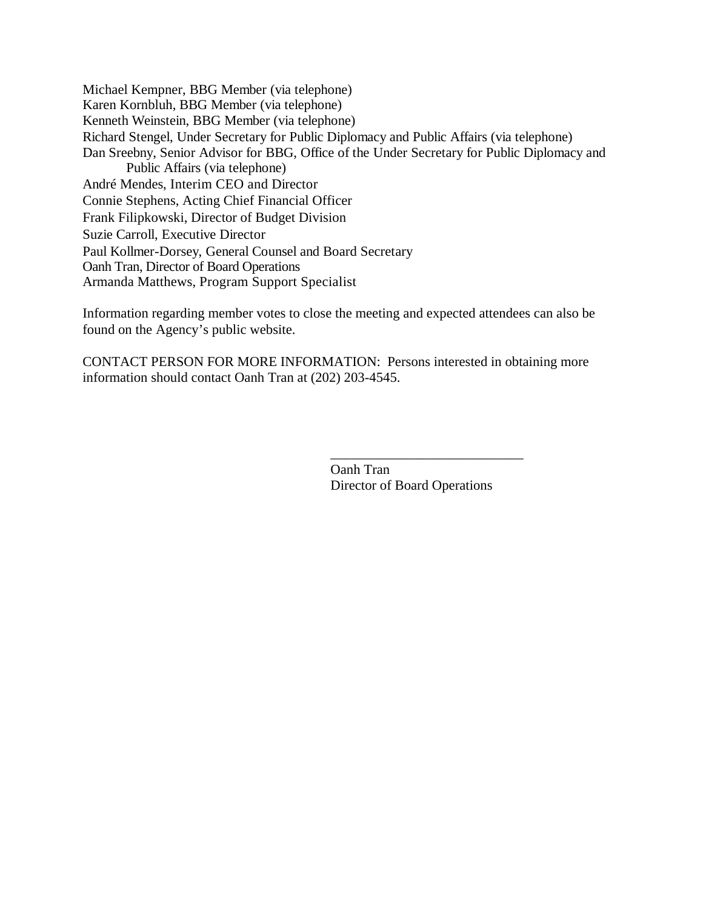Michael Kempner, BBG Member (via telephone)
Karen Kornbluh, BBG Member (via telephone)
Kenneth Weinstein, BBG Member (via telephone)
Richard Stengel, Under Secretary for Public Diplomacy and Public Affairs (via telephone)
Dan Sreebny, Senior Advisor for BBG, Office of the Under Secretary for Public Diplomacy and Public Affairs (via telephone)
André Mendes, Interim CEO and Director
Connie Stephens, Acting Chief Financial Officer
Frank Filipkowski, Director of Budget Division
Suzie Carroll, Executive Director
Paul Kollmer-Dorsey, General Counsel and Board Secretary
Oanh Tran, Director of Board Operations
Armanda Matthews, Program Support Specialist

Information regarding member votes to close the meeting and expected attendees can also be found on the Agency's public website.

CONTACT PERSON FOR MORE INFORMATION: Persons interested in obtaining more information should contact Oanh Tran at (202) 203-4545.

\_\_\_\_\_\_\_\_\_\_\_\_\_\_\_\_\_\_\_\_\_\_\_\_\_\_\_\_

Oanh Tran
Director of Board Operations